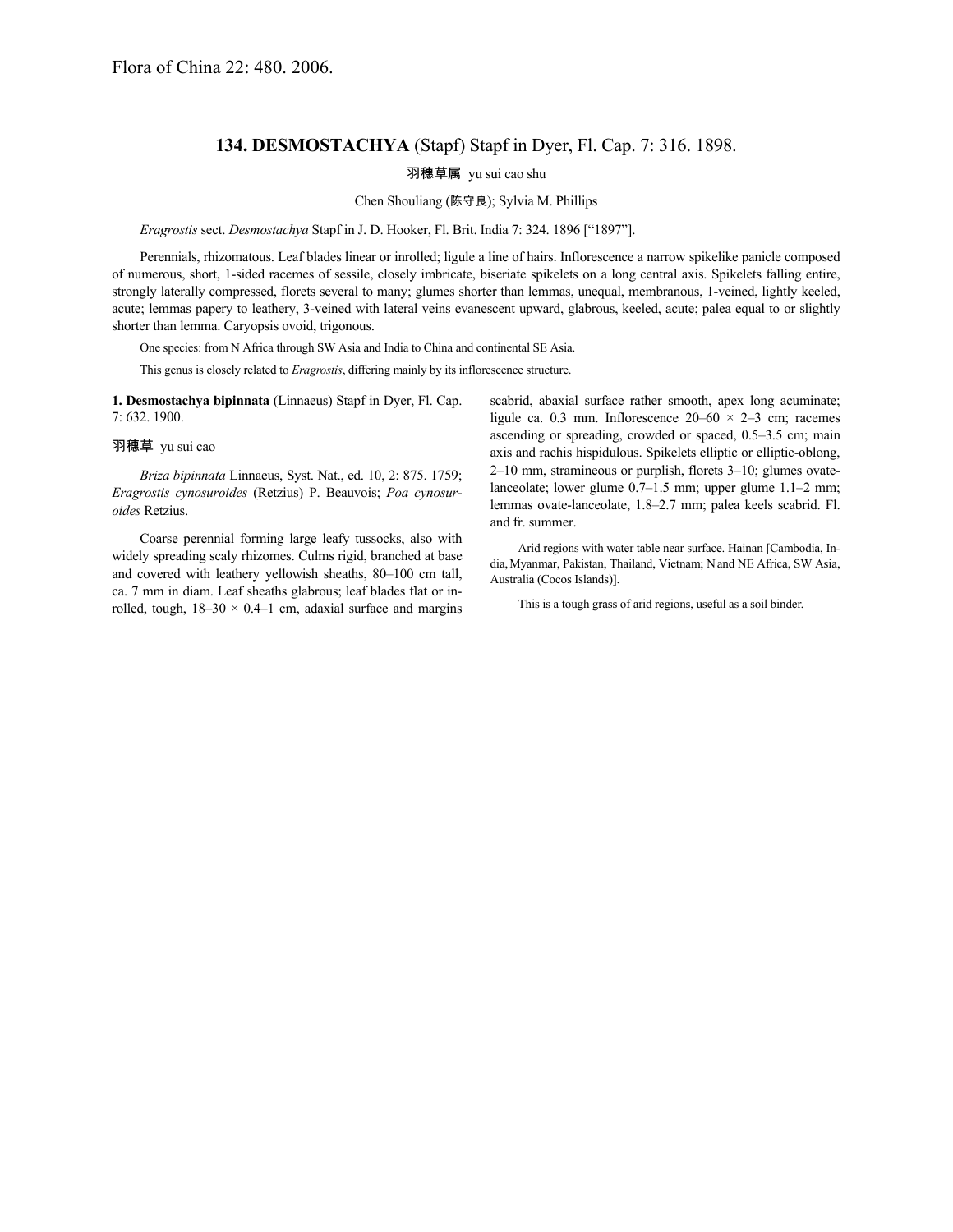Flora of China 22: 480. 2006.

## 134. DESMOSTACHYA (Stapf) Stapf in Dyer, Fl. Cap. 7: 316. 1898.

羽穗草属 yu sui cao shu

Chen Shouliang (陈守良); Sylvia M. Phillips

*Eragrostis* sect. *Desmostachya* Stapf in J. D. Hooker, Fl. Brit. India 7: 324. 1896 ["1897"].

Perennials, rhizomatous. Leaf blades linear or inrolled; ligule a line of hairs. Inflorescence a narrow spikelike panicle composed of numerous, short, 1-sided racemes of sessile, closely imbricate, biseriate spikelets on a long central axis. Spikelets falling entire, strongly laterally compressed, florets several to many; glumes shorter than lemmas, unequal, membranous, 1-veined, lightly keeled, acute; lemmas papery to leathery, 3-veined with lateral veins evanescent upward, glabrous, keeled, acute; palea equal to or slightly shorter than lemma. Caryopsis ovoid, trigonous.

One species: from N Africa through SW Asia and India to China and continental SE Asia.

This genus is closely related to *Eragrostis*, differing mainly by its inflorescence structure.

**1. Desmostachya bipinnata** (Linnaeus) Stapf in Dyer, Fl. Cap. 7: 632. 1900.

羽穗草 yu sui cao

*Briza bipinnata* Linnaeus, Syst. Nat., ed. 10, 2: 875. 1759; *Eragrostis cynosuroides* (Retzius) P. Beauvois; *Poa cynosuroides* Retzius.

Coarse perennial forming large leafy tussocks, also with widely spreading scaly rhizomes. Culms rigid, branched at base and covered with leathery yellowish sheaths, 80–100 cm tall, ca. 7 mm in diam. Leaf sheaths glabrous; leaf blades flat or inrolled, tough, 18–30 × 0.4–1 cm, adaxial surface and margins scabrid, abaxial surface rather smooth, apex long acuminate; ligule ca. 0.3 mm. Inflorescence 20–60 × 2–3 cm; racemes ascending or spreading, crowded or spaced, 0.5–3.5 cm; main axis and rachis hispidulous. Spikelets elliptic or elliptic-oblong, 2–10 mm, stramineous or purplish, florets 3–10; glumes ovate-lanceolate; lower glume 0.7–1.5 mm; upper glume 1.1–2 mm; lemmas ovate-lanceolate, 1.8–2.7 mm; palea keels scabrid. Fl. and fr. summer.

Arid regions with water table near surface. Hainan [Cambodia, India, Myanmar, Pakistan, Thailand, Vietnam; N and NE Africa, SW Asia, Australia (Cocos Islands)].

This is a tough grass of arid regions, useful as a soil binder.